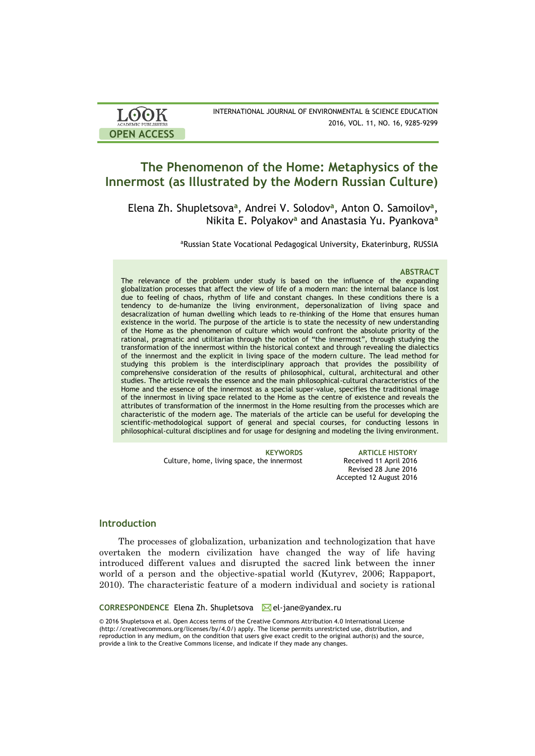**OPEN ACCESS**

# The Phenomenon of the Home: Metaphysics of the Innermost (as Illustrated by the Modern Russian Culture)

Elena Zh. Shupletsova[a], Andrei V. Solodov[a], Anton O. Samoilov[a], Nikita E. Polyakov[a] and Anastasia Yu. Pyankova[a]

[a]Russian State Vocational Pedagogical University, Ekaterinburg, RUSSIA

### ABSTRACT

The relevance of the problem under study is based on the influence of the expanding globalization processes that affect the view of life of a modern man: the internal balance is lost due to feeling of chaos, rhythm of life and constant changes. In these conditions there is a tendency to de-humanize the living environment, depersonalization of living space and desacralization of human dwelling which leads to re-thinking of the Home that ensures human existence in the world. The purpose of the article is to state the necessity of new understanding of the Home as the phenomenon of culture which would confront the absolute priority of the rational, pragmatic and utilitarian through the notion of "the innermost", through studying the transformation of the innermost within the historical context and through revealing the dialectics of the innermost and the explicit in living space of the modern culture. The lead method for studying this problem is the interdisciplinary approach that provides the possibility of comprehensive consideration of the results of philosophical, cultural, architectural and other studies. The article reveals the essence and the main philosophical-cultural characteristics of the Home and the essence of the innermost as a special super-value, specifies the traditional image of the innermost in living space related to the Home as the centre of existence and reveals the attributes of transformation of the innermost in the Home resulting from the processes which are characteristic of the modern age. The materials of the article can be useful for developing the scientific-methodological support of general and special courses, for conducting lessons in philosophical-cultural disciplines and for usage for designing and modeling the living environment.

**KEYWORDS**
Culture, home, living space, the innermost

**ARTICLE HISTORY**
Received 11 April 2016
Revised 28 June 2016
Accepted 12 August 2016

## Introduction

The processes of globalization, urbanization and technologization that have overtaken the modern civilization have changed the way of life having introduced different values and disrupted the sacred link between the inner world of a person and the objective-spatial world (Kutyrev, 2006; Rappaport, 2010). The characteristic feature of a modern individual and society is rational

**CORRESPONDENCE** Elena Zh. Shupletsova el-jane@yandex.ru

© 2016 Shupletsova et al. Open Access terms of the Creative Commons Attribution 4.0 International License (http://creativecommons.org/licenses/by/4.0/) apply. The license permits unrestricted use, distribution, and reproduction in any medium, on the condition that users give exact credit to the original author(s) and the source, provide a link to the Creative Commons license, and indicate if they made any changes.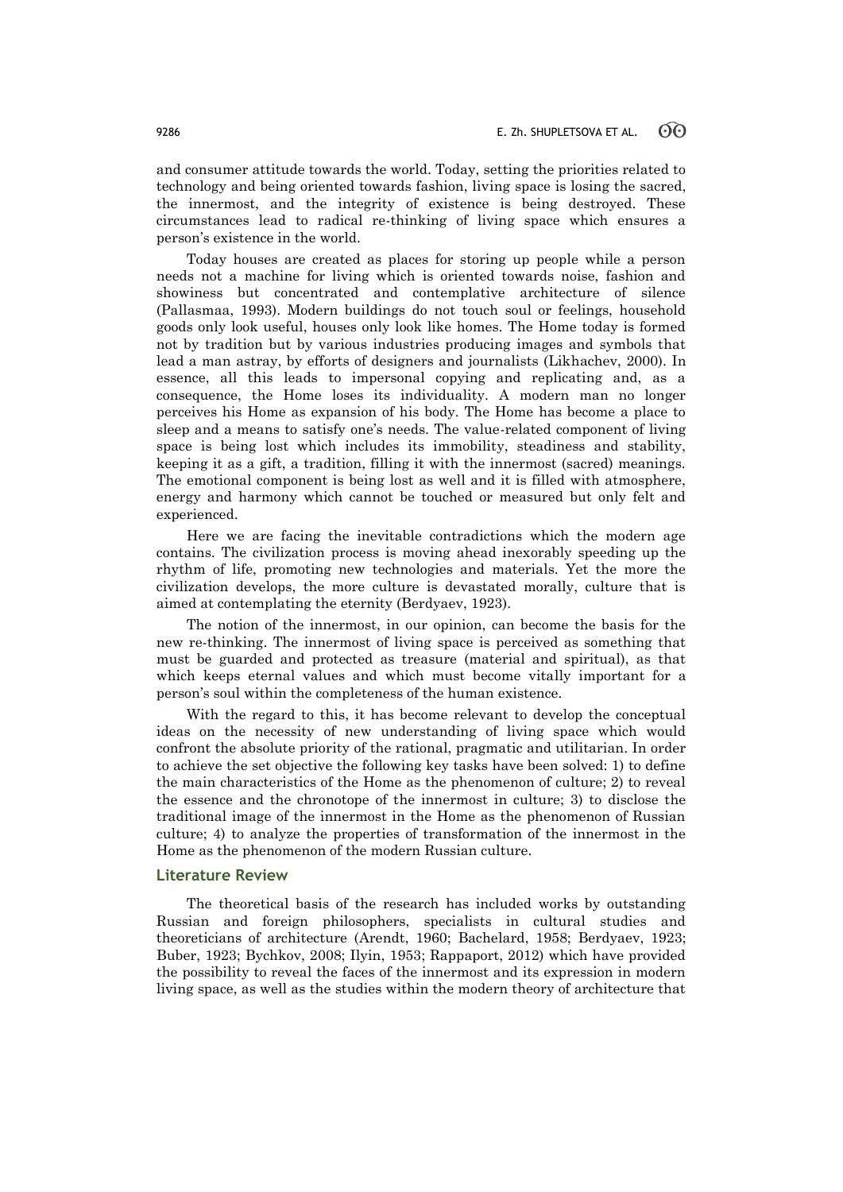and consumer attitude towards the world. Today, setting the priorities related to technology and being oriented towards fashion, living space is losing the sacred, the innermost, and the integrity of existence is being destroyed. These circumstances lead to radical re-thinking of living space which ensures a person's existence in the world.

Today houses are created as places for storing up people while a person needs not a machine for living which is oriented towards noise, fashion and showiness but concentrated and contemplative architecture of silence (Pallasmaa, 1993). Modern buildings do not touch soul or feelings, household goods only look useful, houses only look like homes. The Home today is formed not by tradition but by various industries producing images and symbols that lead a man astray, by efforts of designers and journalists (Likhachev, 2000). In essence, all this leads to impersonal copying and replicating and, as a consequence, the Home loses its individuality. A modern man no longer perceives his Home as expansion of his body. The Home has become a place to sleep and a means to satisfy one's needs. The value-related component of living space is being lost which includes its immobility, steadiness and stability, keeping it as a gift, a tradition, filling it with the innermost (sacred) meanings. The emotional component is being lost as well and it is filled with atmosphere, energy and harmony which cannot be touched or measured but only felt and experienced.

Here we are facing the inevitable contradictions which the modern age contains. The civilization process is moving ahead inexorably speeding up the rhythm of life, promoting new technologies and materials. Yet the more the civilization develops, the more culture is devastated morally, culture that is aimed at contemplating the eternity (Berdyaev, 1923).

The notion of the innermost, in our opinion, can become the basis for the new re-thinking. The innermost of living space is perceived as something that must be guarded and protected as treasure (material and spiritual), as that which keeps eternal values and which must become vitally important for a person's soul within the completeness of the human existence.

With the regard to this, it has become relevant to develop the conceptual ideas on the necessity of new understanding of living space which would confront the absolute priority of the rational, pragmatic and utilitarian. In order to achieve the set objective the following key tasks have been solved: 1) to define the main characteristics of the Home as the phenomenon of culture; 2) to reveal the essence and the chronotope of the innermost in culture; 3) to disclose the traditional image of the innermost in the Home as the phenomenon of Russian culture; 4) to analyze the properties of transformation of the innermost in the Home as the phenomenon of the modern Russian culture.

## Literature Review

The theoretical basis of the research has included works by outstanding Russian and foreign philosophers, specialists in cultural studies and theoreticians of architecture (Arendt, 1960; Bachelard, 1958; Berdyaev, 1923; Buber, 1923; Bychkov, 2008; Ilyin, 1953; Rappaport, 2012) which have provided the possibility to reveal the faces of the innermost and its expression in modern living space, as well as the studies within the modern theory of architecture that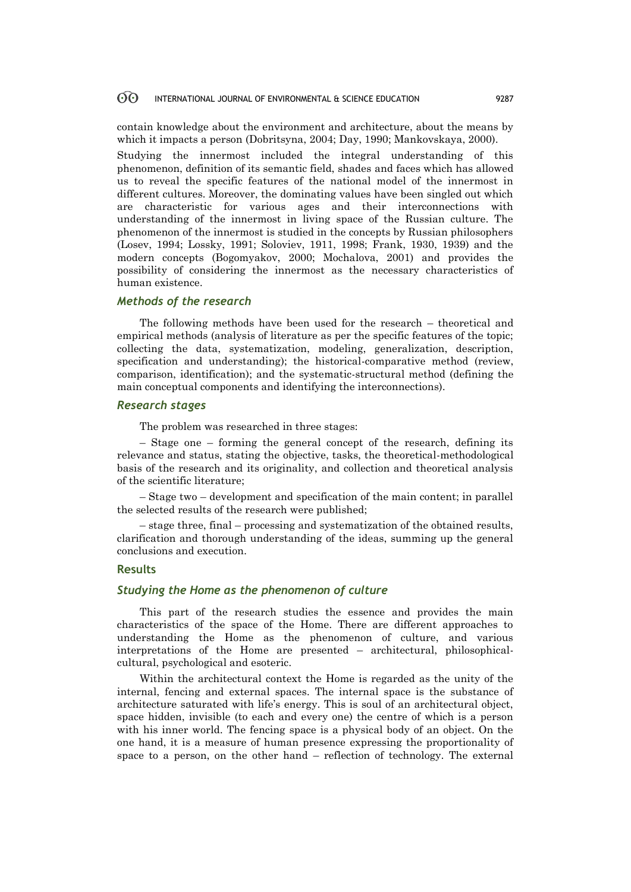contain knowledge about the environment and architecture, about the means by which it impacts a person (Dobritsyna, 2004; Day, 1990; Mankovskaya, 2000).

Studying the innermost included the integral understanding of this phenomenon, definition of its semantic field, shades and faces which has allowed us to reveal the specific features of the national model of the innermost in different cultures. Moreover, the dominating values have been singled out which are characteristic for various ages and their interconnections with understanding of the innermost in living space of the Russian culture. The phenomenon of the innermost is studied in the concepts by Russian philosophers (Losev, 1994; Lossky, 1991; Soloviev, 1911, 1998; Frank, 1930, 1939) and the modern concepts (Bogomyakov, 2000; Mochalova, 2001) and provides the possibility of considering the innermost as the necessary characteristics of human existence.

### *Methods of the research*

The following methods have been used for the research – theoretical and empirical methods (analysis of literature as per the specific features of the topic; collecting the data, systematization, modeling, generalization, description, specification and understanding); the historical-comparative method (review, comparison, identification); and the systematic-structural method (defining the main conceptual components and identifying the interconnections).

### *Research stages*

The problem was researched in three stages:

– Stage one – forming the general concept of the research, defining its relevance and status, stating the objective, tasks, the theoretical-methodological basis of the research and its originality, and collection and theoretical analysis of the scientific literature;

– Stage two – development and specification of the main content; in parallel the selected results of the research were published;

– stage three, final – processing and systematization of the obtained results, clarification and thorough understanding of the ideas, summing up the general conclusions and execution.

## Results

### *Studying the Home as the phenomenon of culture*

This part of the research studies the essence and provides the main characteristics of the space of the Home. There are different approaches to understanding the Home as the phenomenon of culture, and various interpretations of the Home are presented – architectural, philosophical-cultural, psychological and esoteric.

Within the architectural context the Home is regarded as the unity of the internal, fencing and external spaces. The internal space is the substance of architecture saturated with life's energy. This is soul of an architectural object, space hidden, invisible (to each and every one) the centre of which is a person with his inner world. The fencing space is a physical body of an object. On the one hand, it is a measure of human presence expressing the proportionality of space to a person, on the other hand – reflection of technology. The external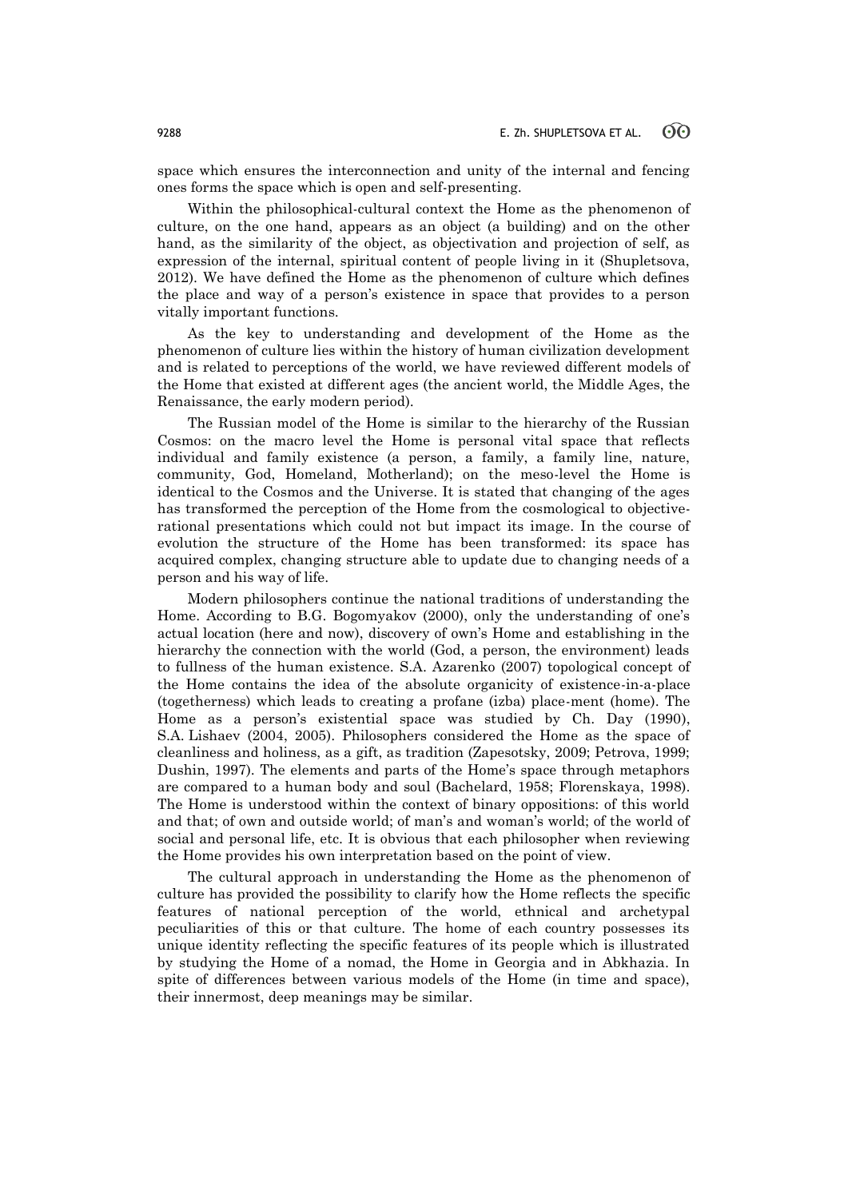space which ensures the interconnection and unity of the internal and fencing ones forms the space which is open and self-presenting.

Within the philosophical-cultural context the Home as the phenomenon of culture, on the one hand, appears as an object (a building) and on the other hand, as the similarity of the object, as objectivation and projection of self, as expression of the internal, spiritual content of people living in it (Shupletsova, 2012). We have defined the Home as the phenomenon of culture which defines the place and way of a person's existence in space that provides to a person vitally important functions.

As the key to understanding and development of the Home as the phenomenon of culture lies within the history of human civilization development and is related to perceptions of the world, we have reviewed different models of the Home that existed at different ages (the ancient world, the Middle Ages, the Renaissance, the early modern period).

The Russian model of the Home is similar to the hierarchy of the Russian Cosmos: on the macro level the Home is personal vital space that reflects individual and family existence (a person, a family, a family line, nature, community, God, Homeland, Motherland); on the meso-level the Home is identical to the Cosmos and the Universe. It is stated that changing of the ages has transformed the perception of the Home from the cosmological to objective-rational presentations which could not but impact its image. In the course of evolution the structure of the Home has been transformed: its space has acquired complex, changing structure able to update due to changing needs of a person and his way of life.

Modern philosophers continue the national traditions of understanding the Home. According to B.G. Bogomyakov (2000), only the understanding of one's actual location (here and now), discovery of own's Home and establishing in the hierarchy the connection with the world (God, a person, the environment) leads to fullness of the human existence. S.A. Azarenko (2007) topological concept of the Home contains the idea of the absolute organicity of existence-in-a-place (togetherness) which leads to creating a profane (izba) place-ment (home). The Home as a person's existential space was studied by Ch. Day (1990), S.A. Lishaev (2004, 2005). Philosophers considered the Home as the space of cleanliness and holiness, as a gift, as tradition (Zapesotsky, 2009; Petrova, 1999; Dushin, 1997). The elements and parts of the Home's space through metaphors are compared to a human body and soul (Bachelard, 1958; Florenskaya, 1998). The Home is understood within the context of binary oppositions: of this world and that; of own and outside world; of man's and woman's world; of the world of social and personal life, etc. It is obvious that each philosopher when reviewing the Home provides his own interpretation based on the point of view.

The cultural approach in understanding the Home as the phenomenon of culture has provided the possibility to clarify how the Home reflects the specific features of national perception of the world, ethnical and archetypal peculiarities of this or that culture. The home of each country possesses its unique identity reflecting the specific features of its people which is illustrated by studying the Home of a nomad, the Home in Georgia and in Abkhazia. In spite of differences between various models of the Home (in time and space), their innermost, deep meanings may be similar.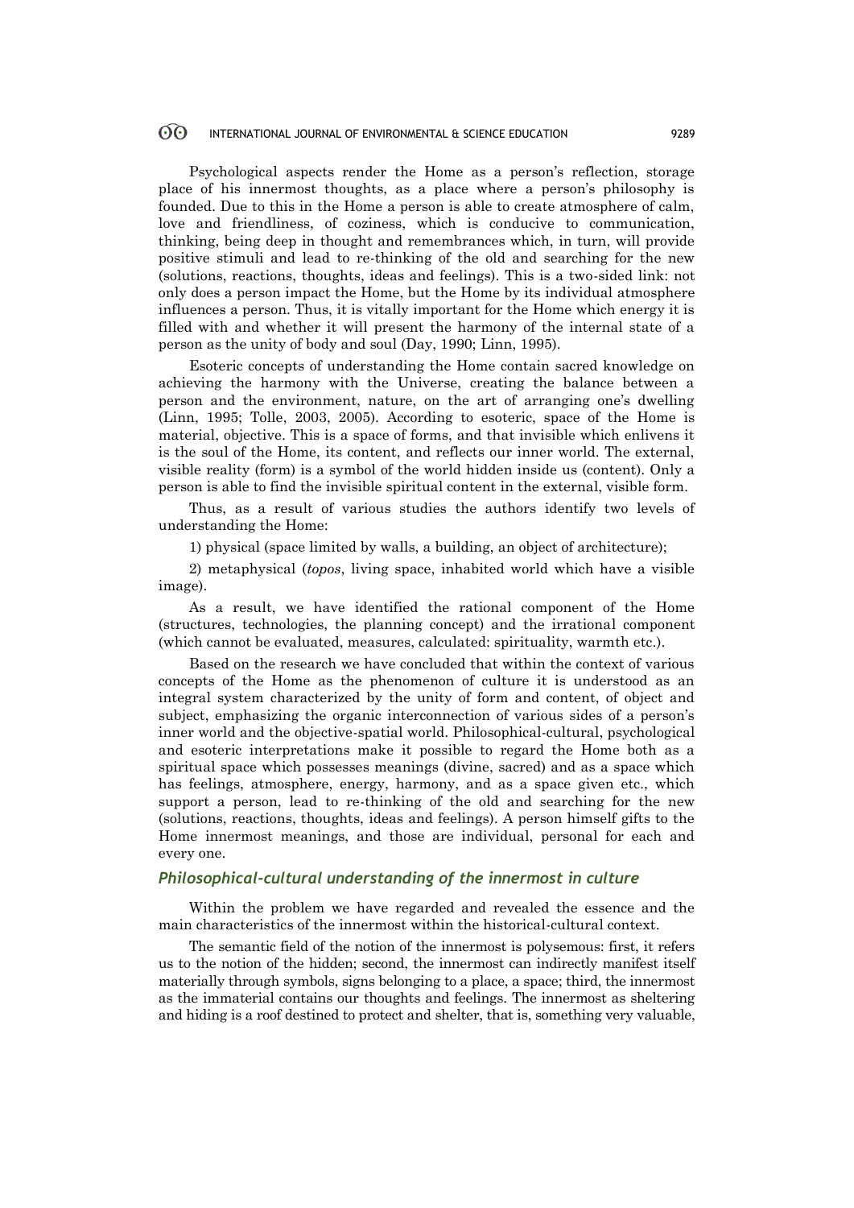Psychological aspects render the Home as a person's reflection, storage place of his innermost thoughts, as a place where a person's philosophy is founded. Due to this in the Home a person is able to create atmosphere of calm, love and friendliness, of coziness, which is conducive to communication, thinking, being deep in thought and remembrances which, in turn, will provide positive stimuli and lead to re-thinking of the old and searching for the new (solutions, reactions, thoughts, ideas and feelings). This is a two-sided link: not only does a person impact the Home, but the Home by its individual atmosphere influences a person. Thus, it is vitally important for the Home which energy it is filled with and whether it will present the harmony of the internal state of a person as the unity of body and soul (Day, 1990; Linn, 1995).

Esoteric concepts of understanding the Home contain sacred knowledge on achieving the harmony with the Universe, creating the balance between a person and the environment, nature, on the art of arranging one's dwelling (Linn, 1995; Tolle, 2003, 2005). According to esoteric, space of the Home is material, objective. This is a space of forms, and that invisible which enlivens it is the soul of the Home, its content, and reflects our inner world. The external, visible reality (form) is a symbol of the world hidden inside us (content). Only a person is able to find the invisible spiritual content in the external, visible form.

Thus, as a result of various studies the authors identify two levels of understanding the Home:

1) physical (space limited by walls, a building, an object of architecture);

2) metaphysical (*topos*, living space, inhabited world which have a visible image).

As a result, we have identified the rational component of the Home (structures, technologies, the planning concept) and the irrational component (which cannot be evaluated, measures, calculated: spirituality, warmth etc.).

Based on the research we have concluded that within the context of various concepts of the Home as the phenomenon of culture it is understood as an integral system characterized by the unity of form and content, of object and subject, emphasizing the organic interconnection of various sides of a person's inner world and the objective-spatial world. Philosophical-cultural, psychological and esoteric interpretations make it possible to regard the Home both as a spiritual space which possesses meanings (divine, sacred) and as a space which has feelings, atmosphere, energy, harmony, and as a space given etc., which support a person, lead to re-thinking of the old and searching for the new (solutions, reactions, thoughts, ideas and feelings). A person himself gifts to the Home innermost meanings, and those are individual, personal for each and every one.

### *Philosophical-cultural understanding of the innermost in culture*

Within the problem we have regarded and revealed the essence and the main characteristics of the innermost within the historical-cultural context.

The semantic field of the notion of the innermost is polysemous: first, it refers us to the notion of the hidden; second, the innermost can indirectly manifest itself materially through symbols, signs belonging to a place, a space; third, the innermost as the immaterial contains our thoughts and feelings. The innermost as sheltering and hiding is a roof destined to protect and shelter, that is, something very valuable,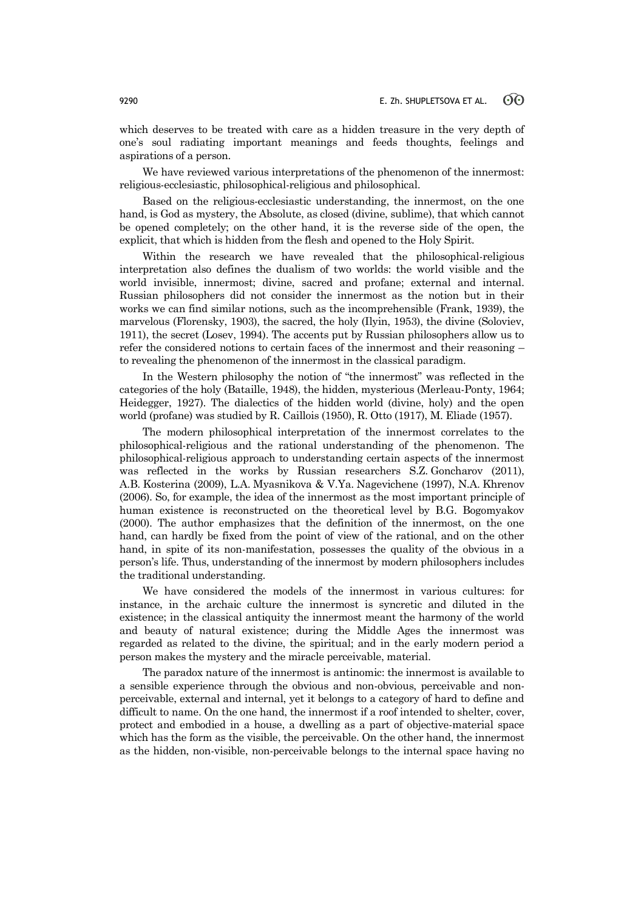which deserves to be treated with care as a hidden treasure in the very depth of one's soul radiating important meanings and feeds thoughts, feelings and aspirations of a person.

We have reviewed various interpretations of the phenomenon of the innermost: religious-ecclesiastic, philosophical-religious and philosophical.

Based on the religious-ecclesiastic understanding, the innermost, on the one hand, is God as mystery, the Absolute, as closed (divine, sublime), that which cannot be opened completely; on the other hand, it is the reverse side of the open, the explicit, that which is hidden from the flesh and opened to the Holy Spirit.

Within the research we have revealed that the philosophical-religious interpretation also defines the dualism of two worlds: the world visible and the world invisible, innermost; divine, sacred and profane; external and internal. Russian philosophers did not consider the innermost as the notion but in their works we can find similar notions, such as the incomprehensible (Frank, 1939), the marvelous (Florensky, 1903), the sacred, the holy (Ilyin, 1953), the divine (Soloviev, 1911), the secret (Losev, 1994). The accents put by Russian philosophers allow us to refer the considered notions to certain faces of the innermost and their reasoning – to revealing the phenomenon of the innermost in the classical paradigm.

In the Western philosophy the notion of "the innermost" was reflected in the categories of the holy (Bataille, 1948), the hidden, mysterious (Merleau-Ponty, 1964; Heidegger, 1927). The dialectics of the hidden world (divine, holy) and the open world (profane) was studied by R. Caillois (1950), R. Otto (1917), M. Eliade (1957).

The modern philosophical interpretation of the innermost correlates to the philosophical-religious and the rational understanding of the phenomenon. The philosophical-religious approach to understanding certain aspects of the innermost was reflected in the works by Russian researchers S.Z. Goncharov (2011), A.B. Kosterina (2009), L.A. Myasnikova & V.Ya. Nagevichene (1997), N.A. Khrenov (2006). So, for example, the idea of the innermost as the most important principle of human existence is reconstructed on the theoretical level by B.G. Bogomyakov (2000). The author emphasizes that the definition of the innermost, on the one hand, can hardly be fixed from the point of view of the rational, and on the other hand, in spite of its non-manifestation, possesses the quality of the obvious in a person's life. Thus, understanding of the innermost by modern philosophers includes the traditional understanding.

We have considered the models of the innermost in various cultures: for instance, in the archaic culture the innermost is syncretic and diluted in the existence; in the classical antiquity the innermost meant the harmony of the world and beauty of natural existence; during the Middle Ages the innermost was regarded as related to the divine, the spiritual; and in the early modern period a person makes the mystery and the miracle perceivable, material.

The paradox nature of the innermost is antinomic: the innermost is available to a sensible experience through the obvious and non-obvious, perceivable and non-perceivable, external and internal, yet it belongs to a category of hard to define and difficult to name. On the one hand, the innermost if a roof intended to shelter, cover, protect and embodied in a house, a dwelling as a part of objective-material space which has the form as the visible, the perceivable. On the other hand, the innermost as the hidden, non-visible, non-perceivable belongs to the internal space having no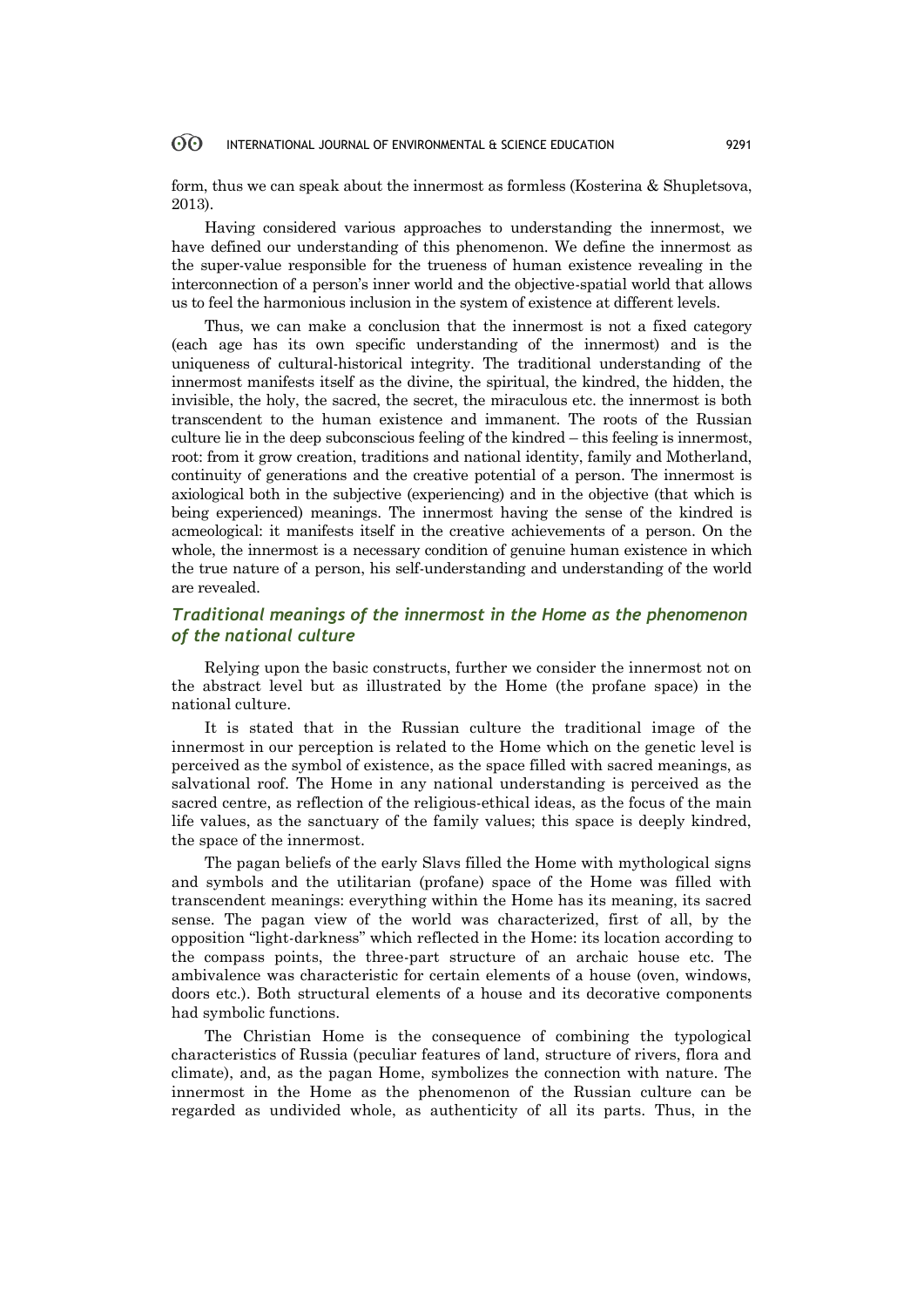form, thus we can speak about the innermost as formless (Kosterina & Shupletsova, 2013).

Having considered various approaches to understanding the innermost, we have defined our understanding of this phenomenon. We define the innermost as the super-value responsible for the trueness of human existence revealing in the interconnection of a person's inner world and the objective-spatial world that allows us to feel the harmonious inclusion in the system of existence at different levels.

Thus, we can make a conclusion that the innermost is not a fixed category (each age has its own specific understanding of the innermost) and is the uniqueness of cultural-historical integrity. The traditional understanding of the innermost manifests itself as the divine, the spiritual, the kindred, the hidden, the invisible, the holy, the sacred, the secret, the miraculous etc. the innermost is both transcendent to the human existence and immanent. The roots of the Russian culture lie in the deep subconscious feeling of the kindred – this feeling is innermost, root: from it grow creation, traditions and national identity, family and Motherland, continuity of generations and the creative potential of a person. The innermost is axiological both in the subjective (experiencing) and in the objective (that which is being experienced) meanings. The innermost having the sense of the kindred is acmeological: it manifests itself in the creative achievements of a person. On the whole, the innermost is a necessary condition of genuine human existence in which the true nature of a person, his self-understanding and understanding of the world are revealed.

## *Traditional meanings of the innermost in the Home as the phenomenon of the national culture*

Relying upon the basic constructs, further we consider the innermost not on the abstract level but as illustrated by the Home (the profane space) in the national culture.

It is stated that in the Russian culture the traditional image of the innermost in our perception is related to the Home which on the genetic level is perceived as the symbol of existence, as the space filled with sacred meanings, as salvational roof. The Home in any national understanding is perceived as the sacred centre, as reflection of the religious-ethical ideas, as the focus of the main life values, as the sanctuary of the family values; this space is deeply kindred, the space of the innermost.

The pagan beliefs of the early Slavs filled the Home with mythological signs and symbols and the utilitarian (profane) space of the Home was filled with transcendent meanings: everything within the Home has its meaning, its sacred sense. The pagan view of the world was characterized, first of all, by the opposition "light-darkness" which reflected in the Home: its location according to the compass points, the three-part structure of an archaic house etc. The ambivalence was characteristic for certain elements of a house (oven, windows, doors etc.). Both structural elements of a house and its decorative components had symbolic functions.

The Christian Home is the consequence of combining the typological characteristics of Russia (peculiar features of land, structure of rivers, flora and climate), and, as the pagan Home, symbolizes the connection with nature. The innermost in the Home as the phenomenon of the Russian culture can be regarded as undivided whole, as authenticity of all its parts. Thus, in the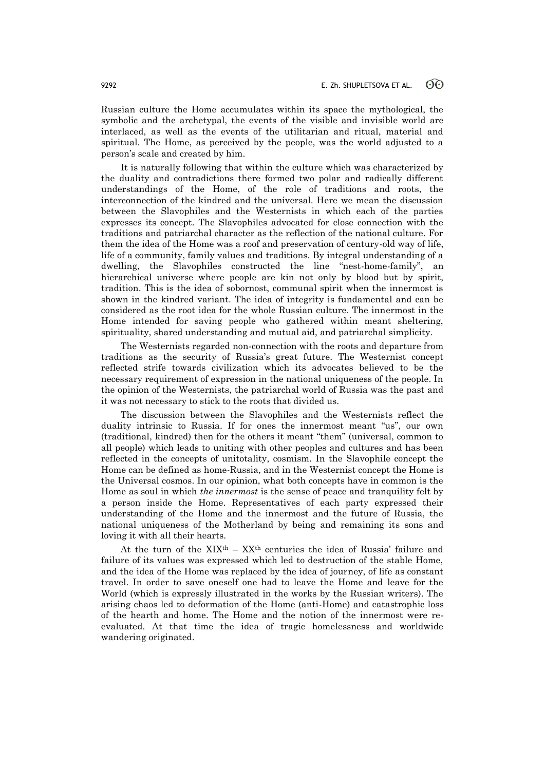Russian culture the Home accumulates within its space the mythological, the symbolic and the archetypal, the events of the visible and invisible world are interlaced, as well as the events of the utilitarian and ritual, material and spiritual. The Home, as perceived by the people, was the world adjusted to a person's scale and created by him.

It is naturally following that within the culture which was characterized by the duality and contradictions there formed two polar and radically different understandings of the Home, of the role of traditions and roots, the interconnection of the kindred and the universal. Here we mean the discussion between the Slavophiles and the Westernists in which each of the parties expresses its concept. The Slavophiles advocated for close connection with the traditions and patriarchal character as the reflection of the national culture. For them the idea of the Home was a roof and preservation of century-old way of life, life of a community, family values and traditions. By integral understanding of a dwelling, the Slavophiles constructed the line "nest-home-family", an hierarchical universe where people are kin not only by blood but by spirit, tradition. This is the idea of sobornost, communal spirit when the innermost is shown in the kindred variant. The idea of integrity is fundamental and can be considered as the root idea for the whole Russian culture. The innermost in the Home intended for saving people who gathered within meant sheltering, spirituality, shared understanding and mutual aid, and patriarchal simplicity.

The Westernists regarded non-connection with the roots and departure from traditions as the security of Russia's great future. The Westernist concept reflected strife towards civilization which its advocates believed to be the necessary requirement of expression in the national uniqueness of the people. In the opinion of the Westernists, the patriarchal world of Russia was the past and it was not necessary to stick to the roots that divided us.

The discussion between the Slavophiles and the Westernists reflect the duality intrinsic to Russia. If for ones the innermost meant "us", our own (traditional, kindred) then for the others it meant "them" (universal, common to all people) which leads to uniting with other peoples and cultures and has been reflected in the concepts of unitotality, cosmism. In the Slavophile concept the Home can be defined as home-Russia, and in the Westernist concept the Home is the Universal cosmos. In our opinion, what both concepts have in common is the Home as soul in which *the innermost* is the sense of peace and tranquility felt by a person inside the Home. Representatives of each party expressed their understanding of the Home and the innermost and the future of Russia, the national uniqueness of the Motherland by being and remaining its sons and loving it with all their hearts.

At the turn of the XIX$^{th}$ – XX$^{th}$ centuries the idea of Russia' failure and failure of its values was expressed which led to destruction of the stable Home, and the idea of the Home was replaced by the idea of journey, of life as constant travel. In order to save oneself one had to leave the Home and leave for the World (which is expressly illustrated in the works by the Russian writers). The arising chaos led to deformation of the Home (anti-Home) and catastrophic loss of the hearth and home. The Home and the notion of the innermost were re-evaluated. At that time the idea of tragic homelessness and worldwide wandering originated.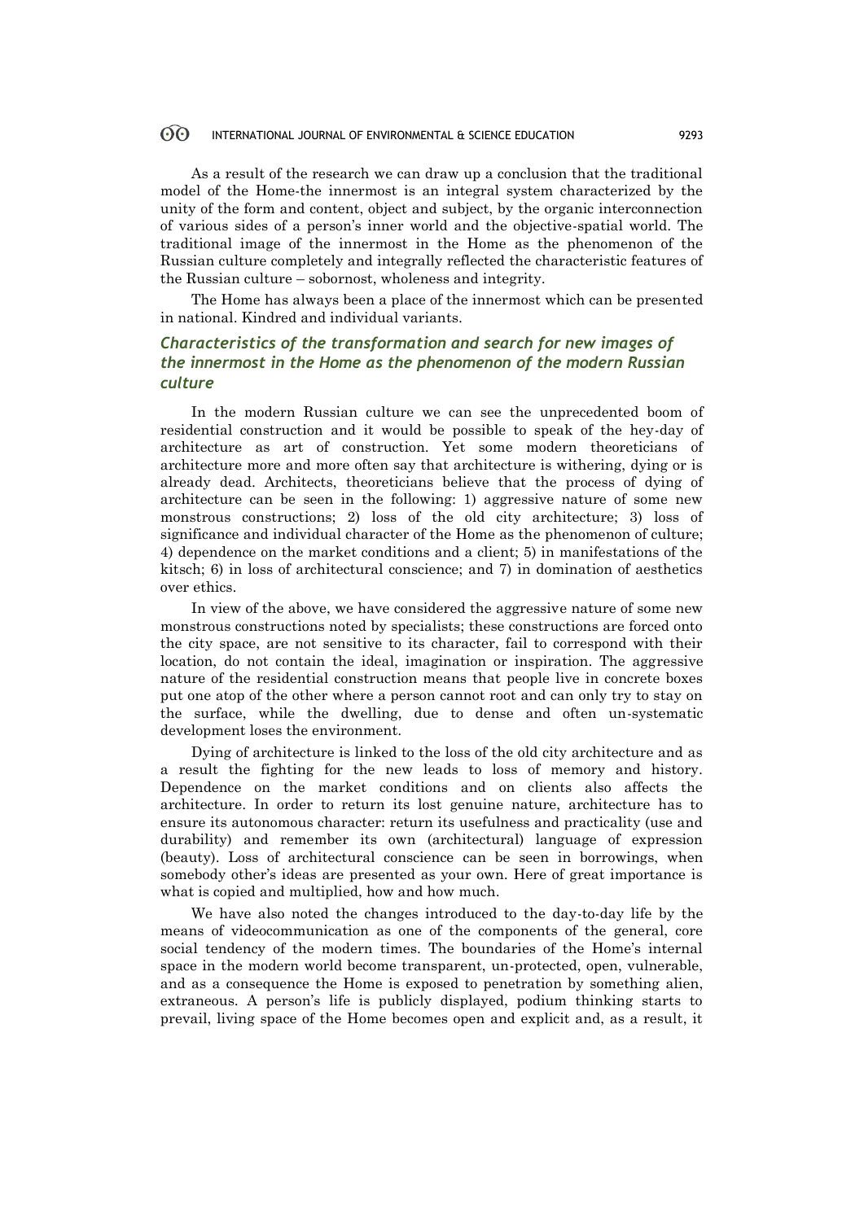As a result of the research we can draw up a conclusion that the traditional model of the Home-the innermost is an integral system characterized by the unity of the form and content, object and subject, by the organic interconnection of various sides of a person's inner world and the objective-spatial world. The traditional image of the innermost in the Home as the phenomenon of the Russian culture completely and integrally reflected the characteristic features of the Russian culture – sobornost, wholeness and integrity.

The Home has always been a place of the innermost which can be presented in national. Kindred and individual variants.

### *Characteristics of the transformation and search for new images of the innermost in the Home as the phenomenon of the modern Russian culture*

In the modern Russian culture we can see the unprecedented boom of residential construction and it would be possible to speak of the hey-day of architecture as art of construction. Yet some modern theoreticians of architecture more and more often say that architecture is withering, dying or is already dead. Architects, theoreticians believe that the process of dying of architecture can be seen in the following: 1) aggressive nature of some new monstrous constructions; 2) loss of the old city architecture; 3) loss of significance and individual character of the Home as the phenomenon of culture; 4) dependence on the market conditions and a client; 5) in manifestations of the kitsch; 6) in loss of architectural conscience; and 7) in domination of aesthetics over ethics.

In view of the above, we have considered the aggressive nature of some new monstrous constructions noted by specialists; these constructions are forced onto the city space, are not sensitive to its character, fail to correspond with their location, do not contain the ideal, imagination or inspiration. The aggressive nature of the residential construction means that people live in concrete boxes put one atop of the other where a person cannot root and can only try to stay on the surface, while the dwelling, due to dense and often un-systematic development loses the environment.

Dying of architecture is linked to the loss of the old city architecture and as a result the fighting for the new leads to loss of memory and history. Dependence on the market conditions and on clients also affects the architecture. In order to return its lost genuine nature, architecture has to ensure its autonomous character: return its usefulness and practicality (use and durability) and remember its own (architectural) language of expression (beauty). Loss of architectural conscience can be seen in borrowings, when somebody other's ideas are presented as your own. Here of great importance is what is copied and multiplied, how and how much.

We have also noted the changes introduced to the day-to-day life by the means of videocommunication as one of the components of the general, core social tendency of the modern times. The boundaries of the Home's internal space in the modern world become transparent, un-protected, open, vulnerable, and as a consequence the Home is exposed to penetration by something alien, extraneous. A person's life is publicly displayed, podium thinking starts to prevail, living space of the Home becomes open and explicit and, as a result, it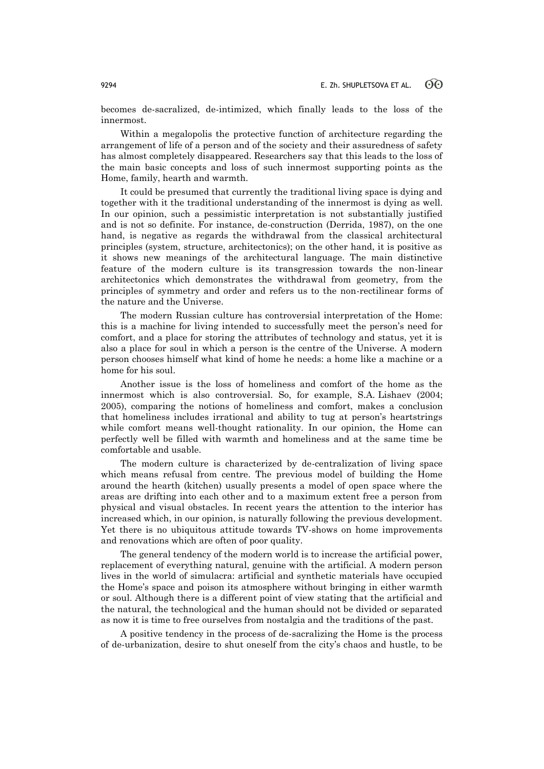becomes de-sacralized, de-intimized, which finally leads to the loss of the innermost.

Within a megalopolis the protective function of architecture regarding the arrangement of life of a person and of the society and their assuredness of safety has almost completely disappeared. Researchers say that this leads to the loss of the main basic concepts and loss of such innermost supporting points as the Home, family, hearth and warmth.

It could be presumed that currently the traditional living space is dying and together with it the traditional understanding of the innermost is dying as well. In our opinion, such a pessimistic interpretation is not substantially justified and is not so definite. For instance, de-construction (Derrida, 1987), on the one hand, is negative as regards the withdrawal from the classical architectural principles (system, structure, architectonics); on the other hand, it is positive as it shows new meanings of the architectural language. The main distinctive feature of the modern culture is its transgression towards the non-linear architectonics which demonstrates the withdrawal from geometry, from the principles of symmetry and order and refers us to the non-rectilinear forms of the nature and the Universe.

The modern Russian culture has controversial interpretation of the Home: this is a machine for living intended to successfully meet the person's need for comfort, and a place for storing the attributes of technology and status, yet it is also a place for soul in which a person is the centre of the Universe. A modern person chooses himself what kind of home he needs: a home like a machine or a home for his soul.

Another issue is the loss of homeliness and comfort of the home as the innermost which is also controversial. So, for example, S.A. Lishaev (2004; 2005), comparing the notions of homeliness and comfort, makes a conclusion that homeliness includes irrational and ability to tug at person's heartstrings while comfort means well-thought rationality. In our opinion, the Home can perfectly well be filled with warmth and homeliness and at the same time be comfortable and usable.

The modern culture is characterized by de-centralization of living space which means refusal from centre. The previous model of building the Home around the hearth (kitchen) usually presents a model of open space where the areas are drifting into each other and to a maximum extent free a person from physical and visual obstacles. In recent years the attention to the interior has increased which, in our opinion, is naturally following the previous development. Yet there is no ubiquitous attitude towards TV-shows on home improvements and renovations which are often of poor quality.

The general tendency of the modern world is to increase the artificial power, replacement of everything natural, genuine with the artificial. A modern person lives in the world of simulacra: artificial and synthetic materials have occupied the Home's space and poison its atmosphere without bringing in either warmth or soul. Although there is a different point of view stating that the artificial and the natural, the technological and the human should not be divided or separated as now it is time to free ourselves from nostalgia and the traditions of the past.

A positive tendency in the process of de-sacralizing the Home is the process of de-urbanization, desire to shut oneself from the city's chaos and hustle, to be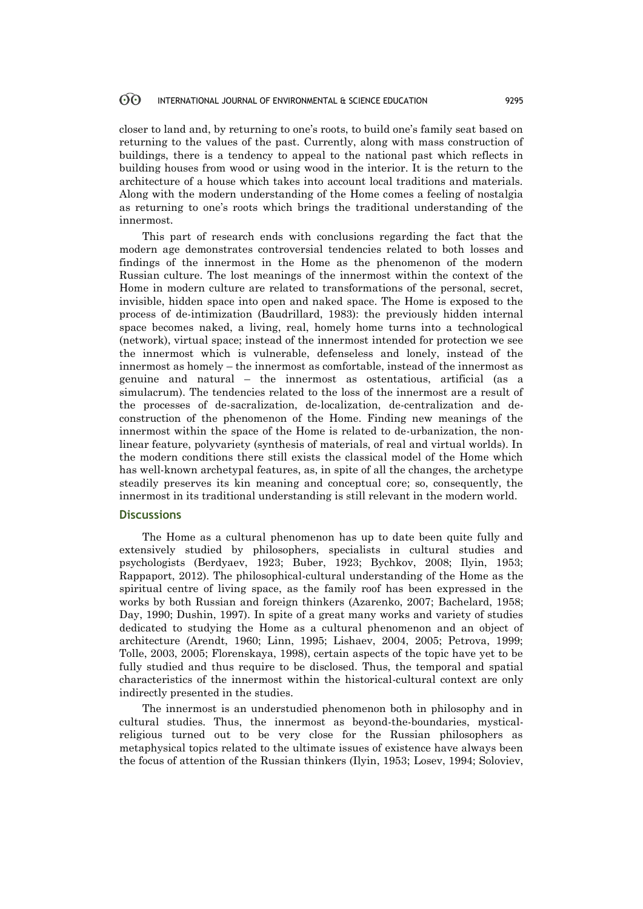closer to land and, by returning to one's roots, to build one's family seat based on returning to the values of the past. Currently, along with mass construction of buildings, there is a tendency to appeal to the national past which reflects in building houses from wood or using wood in the interior. It is the return to the architecture of a house which takes into account local traditions and materials. Along with the modern understanding of the Home comes a feeling of nostalgia as returning to one's roots which brings the traditional understanding of the innermost.

This part of research ends with conclusions regarding the fact that the modern age demonstrates controversial tendencies related to both losses and findings of the innermost in the Home as the phenomenon of the modern Russian culture. The lost meanings of the innermost within the context of the Home in modern culture are related to transformations of the personal, secret, invisible, hidden space into open and naked space. The Home is exposed to the process of de-intimization (Baudrillard, 1983): the previously hidden internal space becomes naked, a living, real, homely home turns into a technological (network), virtual space; instead of the innermost intended for protection we see the innermost which is vulnerable, defenseless and lonely, instead of the innermost as homely – the innermost as comfortable, instead of the innermost as genuine and natural – the innermost as ostentatious, artificial (as a simulacrum). The tendencies related to the loss of the innermost are a result of the processes of de-sacralization, de-localization, de-centralization and de-construction of the phenomenon of the Home. Finding new meanings of the innermost within the space of the Home is related to de-urbanization, the non-linear feature, polyvariety (synthesis of materials, of real and virtual worlds). In the modern conditions there still exists the classical model of the Home which has well-known archetypal features, as, in spite of all the changes, the archetype steadily preserves its kin meaning and conceptual core; so, consequently, the innermost in its traditional understanding is still relevant in the modern world.

## Discussions

The Home as a cultural phenomenon has up to date been quite fully and extensively studied by philosophers, specialists in cultural studies and psychologists (Berdyaev, 1923; Buber, 1923; Bychkov, 2008; Ilyin, 1953; Rappaport, 2012). The philosophical-cultural understanding of the Home as the spiritual centre of living space, as the family roof has been expressed in the works by both Russian and foreign thinkers (Azarenko, 2007; Bachelard, 1958; Day, 1990; Dushin, 1997). In spite of a great many works and variety of studies dedicated to studying the Home as a cultural phenomenon and an object of architecture (Arendt, 1960; Linn, 1995; Lishaev, 2004, 2005; Petrova, 1999; Tolle, 2003, 2005; Florenskaya, 1998), certain aspects of the topic have yet to be fully studied and thus require to be disclosed. Thus, the temporal and spatial characteristics of the innermost within the historical-cultural context are only indirectly presented in the studies.

The innermost is an understudied phenomenon both in philosophy and in cultural studies. Thus, the innermost as beyond-the-boundaries, mystical-religious turned out to be very close for the Russian philosophers as metaphysical topics related to the ultimate issues of existence have always been the focus of attention of the Russian thinkers (Ilyin, 1953; Losev, 1994; Soloviev,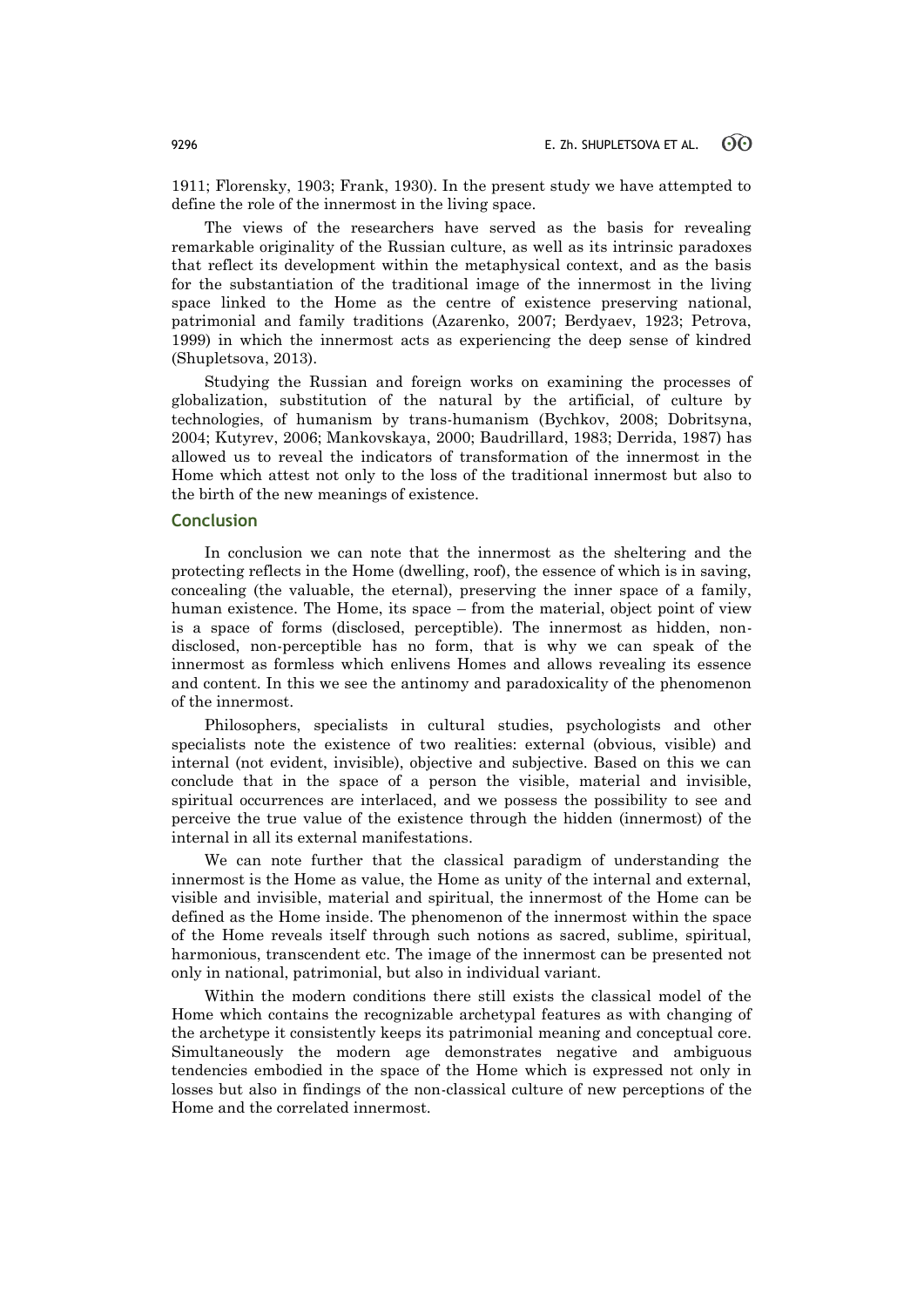1911; Florensky, 1903; Frank, 1930). In the present study we have attempted to define the role of the innermost in the living space.

The views of the researchers have served as the basis for revealing remarkable originality of the Russian culture, as well as its intrinsic paradoxes that reflect its development within the metaphysical context, and as the basis for the substantiation of the traditional image of the innermost in the living space linked to the Home as the centre of existence preserving national, patrimonial and family traditions (Azarenko, 2007; Berdyaev, 1923; Petrova, 1999) in which the innermost acts as experiencing the deep sense of kindred (Shupletsova, 2013).

Studying the Russian and foreign works on examining the processes of globalization, substitution of the natural by the artificial, of culture by technologies, of humanism by trans-humanism (Bychkov, 2008; Dobritsyna, 2004; Kutyrev, 2006; Mankovskaya, 2000; Baudrillard, 1983; Derrida, 1987) has allowed us to reveal the indicators of transformation of the innermost in the Home which attest not only to the loss of the traditional innermost but also to the birth of the new meanings of existence.

## Conclusion

In conclusion we can note that the innermost as the sheltering and the protecting reflects in the Home (dwelling, roof), the essence of which is in saving, concealing (the valuable, the eternal), preserving the inner space of a family, human existence. The Home, its space – from the material, object point of view is a space of forms (disclosed, perceptible). The innermost as hidden, non-disclosed, non-perceptible has no form, that is why we can speak of the innermost as formless which enlivens Homes and allows revealing its essence and content. In this we see the antinomy and paradoxicality of the phenomenon of the innermost.

Philosophers, specialists in cultural studies, psychologists and other specialists note the existence of two realities: external (obvious, visible) and internal (not evident, invisible), objective and subjective. Based on this we can conclude that in the space of a person the visible, material and invisible, spiritual occurrences are interlaced, and we possess the possibility to see and perceive the true value of the existence through the hidden (innermost) of the internal in all its external manifestations.

We can note further that the classical paradigm of understanding the innermost is the Home as value, the Home as unity of the internal and external, visible and invisible, material and spiritual, the innermost of the Home can be defined as the Home inside. The phenomenon of the innermost within the space of the Home reveals itself through such notions as sacred, sublime, spiritual, harmonious, transcendent etc. The image of the innermost can be presented not only in national, patrimonial, but also in individual variant.

Within the modern conditions there still exists the classical model of the Home which contains the recognizable archetypal features as with changing of the archetype it consistently keeps its patrimonial meaning and conceptual core. Simultaneously the modern age demonstrates negative and ambiguous tendencies embodied in the space of the Home which is expressed not only in losses but also in findings of the non-classical culture of new perceptions of the Home and the correlated innermost.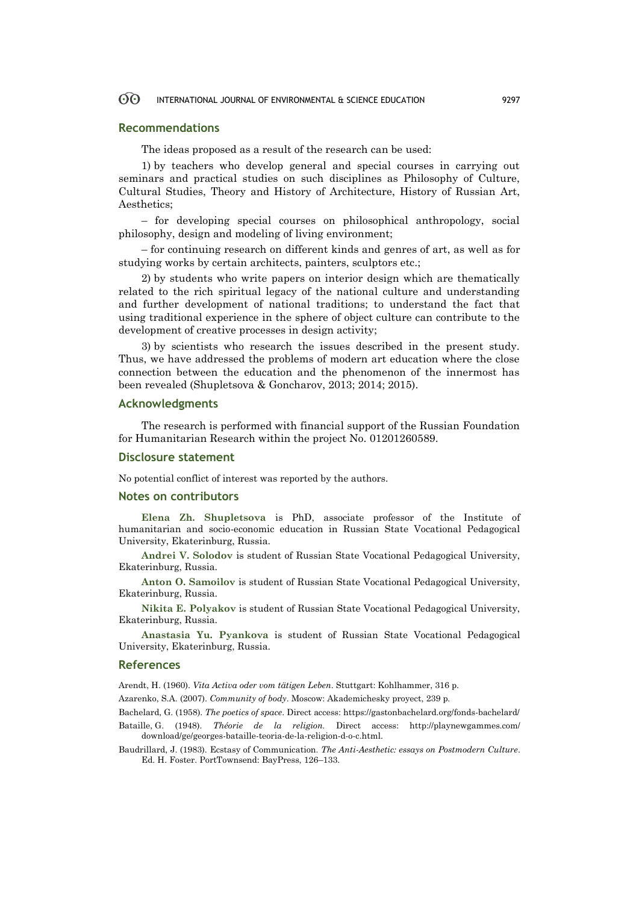## Recommendations

The ideas proposed as a result of the research can be used:

1) by teachers who develop general and special courses in carrying out seminars and practical studies on such disciplines as Philosophy of Culture, Cultural Studies, Theory and History of Architecture, History of Russian Art, Aesthetics;

– for developing special courses on philosophical anthropology, social philosophy, design and modeling of living environment;

– for continuing research on different kinds and genres of art, as well as for studying works by certain architects, painters, sculptors etc.;

2) by students who write papers on interior design which are thematically related to the rich spiritual legacy of the national culture and understanding and further development of national traditions; to understand the fact that using traditional experience in the sphere of object culture can contribute to the development of creative processes in design activity;

3) by scientists who research the issues described in the present study. Thus, we have addressed the problems of modern art education where the close connection between the education and the phenomenon of the innermost has been revealed (Shupletsova & Goncharov, 2013; 2014; 2015).

## Acknowledgments

The research is performed with financial support of the Russian Foundation for Humanitarian Research within the project No. 01201260589.

## Disclosure statement

No potential conflict of interest was reported by the authors.

## Notes on contributors

**Elena Zh. Shupletsova** is PhD, associate professor of the Institute of humanitarian and socio-economic education in Russian State Vocational Pedagogical University, Ekaterinburg, Russia.

**Andrei V. Solodov** is student of Russian State Vocational Pedagogical University, Ekaterinburg, Russia.

**Anton O. Samoilov** is student of Russian State Vocational Pedagogical University, Ekaterinburg, Russia.

**Nikita E. Polyakov** is student of Russian State Vocational Pedagogical University, Ekaterinburg, Russia.

**Anastasia Yu. Pyankova** is student of Russian State Vocational Pedagogical University, Ekaterinburg, Russia.

## References

Arendt, H. (1960). *Vita Activa oder vom tätigen Leben*. Stuttgart: Kohlhammer, 316 p.

Azarenko, S.A. (2007). *Community of body*. Moscow: Akademichesky proyect, 239 p.

Bachelard, G. (1958). *The poetics of space*. Direct access: https://gastonbachelard.org/fonds-bachelard/

Bataille, G. (1948). *Théorie de la religion*. Direct access: http://playnewgammes.com/download/ge/georges-bataille-teoria-de-la-religion-d-o-c.html.

Baudrillard, J. (1983). Ecstasy of Communication. *The Anti-Aesthetic: essays on Postmodern Culture*. Ed. H. Foster. PortTownsend: BayPress, 126–133.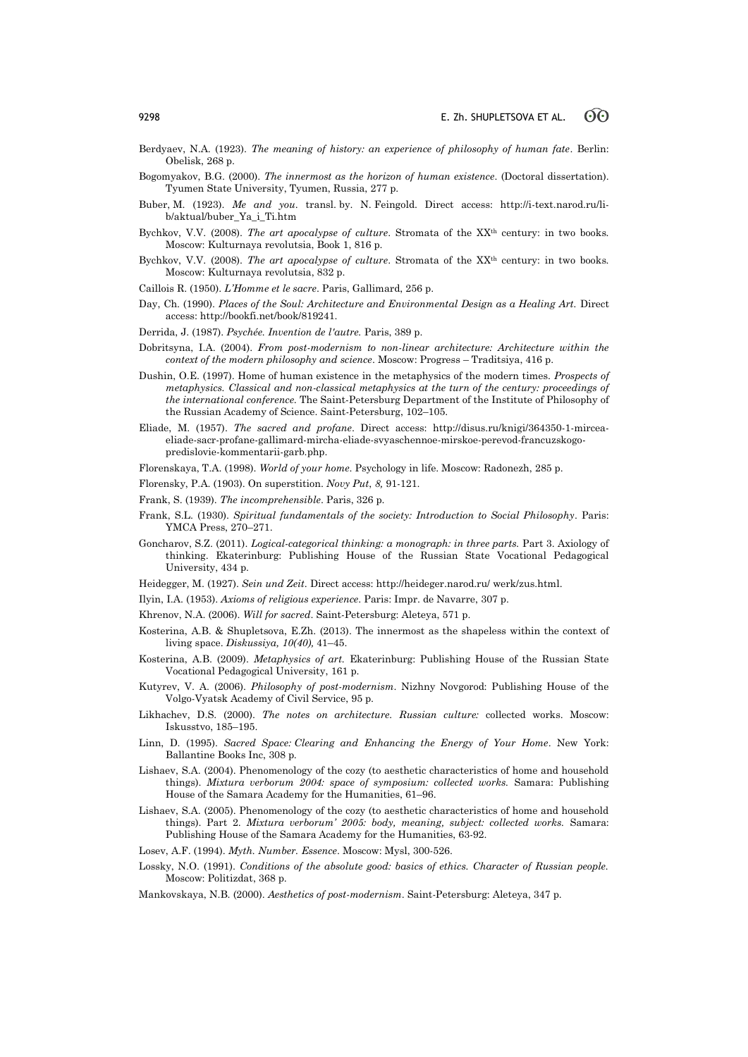Berdyaev, N.A. (1923). *The meaning of history: an experience of philosophy of human fate*. Berlin: Obelisk, 268 p.

Bogomyakov, B.G. (2000). *The innermost as the horizon of human existence*. (Doctoral dissertation). Tyumen State University, Tyumen, Russia, 277 p.

Buber, M. (1923). *Me and you*. transl. by. N. Feingold. Direct access: http://i-text.narod.ru/lib/aktual/buber_Ya_i_Ti.htm

Bychkov, V.V. (2008). *The art apocalypse of culture*. Stromata of the XX[th] century: in two books. Moscow: Kulturnaya revolutsia, Book 1, 816 p.

Bychkov, V.V. (2008). *The art apocalypse of culture*. Stromata of the XX[th] century: in two books. Moscow: Kulturnaya revolutsia, 832 p.

Caillois R. (1950). *L'Homme et le sacre*. Paris, Gallimard, 256 p.

Day, Ch. (1990). *Places of the Soul: Architecture and Environmental Design as a Healing Art.* Direct access: http://bookfi.net/book/819241.

Derrida, J. (1987). *Psychée. Invention de l'autre.* Paris, 389 p.

Dobritsyna, I.A. (2004). *From post-modernism to non-linear architecture: Architecture within the context of the modern philosophy and science*. Moscow: Progress – Traditsiya, 416 p.

Dushin, O.E. (1997). Home of human existence in the metaphysics of the modern times. *Prospects of metaphysics. Classical and non-classical metaphysics at the turn of the century: proceedings of the international conference.* The Saint-Petersburg Department of the Institute of Philosophy of the Russian Academy of Science. Saint-Petersburg, 102–105.

Eliade, M. (1957). *The sacred and profane*. Direct access: http://disus.ru/knigi/364350-1-mircea-eliade-sacr-profane-gallimard-mircha-eliade-svyaschennoe-mirskoe-perevod-francuzskogo-predislovie-kommentarii-garb.php.

Florenskaya, T.A. (1998). *World of your home.* Psychology in life. Moscow: Radonezh, 285 p.

Florensky, P.A. (1903). On superstition. *Novy Put*, *8,* 91-121.

Frank, S. (1939). *The incomprehensible*. Paris, 326 p.

Frank, S.L. (1930). *Spiritual fundamentals of the society: Introduction to Social Philosophy*. Paris: YMCA Press, 270–271.

Goncharov, S.Z. (2011). *Logical-categorical thinking: a monograph: in three parts.* Part 3. Axiology of thinking. Ekaterinburg: Publishing House of the Russian State Vocational Pedagogical University, 434 p.

Heidegger, M. (1927). *Sein und Zeit*. Direct access: http://heideger.narod.ru/ werk/zus.html.

Ilyin, I.A. (1953). *Axioms of religious experience*. Paris: Impr. de Navarre, 307 p.

Khrenov, N.A. (2006). *Will for sacred*. Saint-Petersburg: Aleteya, 571 p.

Kosterina, A.B. & Shupletsova, E.Zh. (2013). The innermost as the shapeless within the context of living space. *Diskussiya, 10(40),* 41–45.

Kosterina, A.B. (2009). *Metaphysics of art.* Ekaterinburg: Publishing House of the Russian State Vocational Pedagogical University, 161 p.

Kutyrev, V. A. (2006). *Philosophy of post-modernism*. Nizhny Novgorod: Publishing House of the Volgo-Vyatsk Academy of Civil Service, 95 p.

Likhachev, D.S. (2000). *The notes on architecture. Russian culture:* collected works. Moscow: Iskusstvo, 185–195.

Linn, D. (1995). *Sacred Space: Clearing and Enhancing the Energy of Your Home*. New York: Ballantine Books Inc, 308 p.

Lishaev, S.A. (2004). Phenomenology of the cozy (to aesthetic characteristics of home and household things). *Mixtura verborum 2004: space of symposium: collected works.* Samara: Publishing House of the Samara Academy for the Humanities, 61–96.

Lishaev, S.A. (2005). Phenomenology of the cozy (to aesthetic characteristics of home and household things). Part 2. *Mixtura verborum' 2005: body, meaning, subject: collected works.* Samara: Publishing House of the Samara Academy for the Humanities, 63-92.

Losev, A.F. (1994). *Myth. Number. Essence*. Moscow: Mysl, 300-526.

Lossky, N.O. (1991). *Conditions of the absolute good: basics of ethics. Character of Russian people.* Moscow: Politizdat, 368 p.

Mankovskaya, N.B. (2000). *Aesthetics of post-modernism*. Saint-Petersburg: Aleteya, 347 p.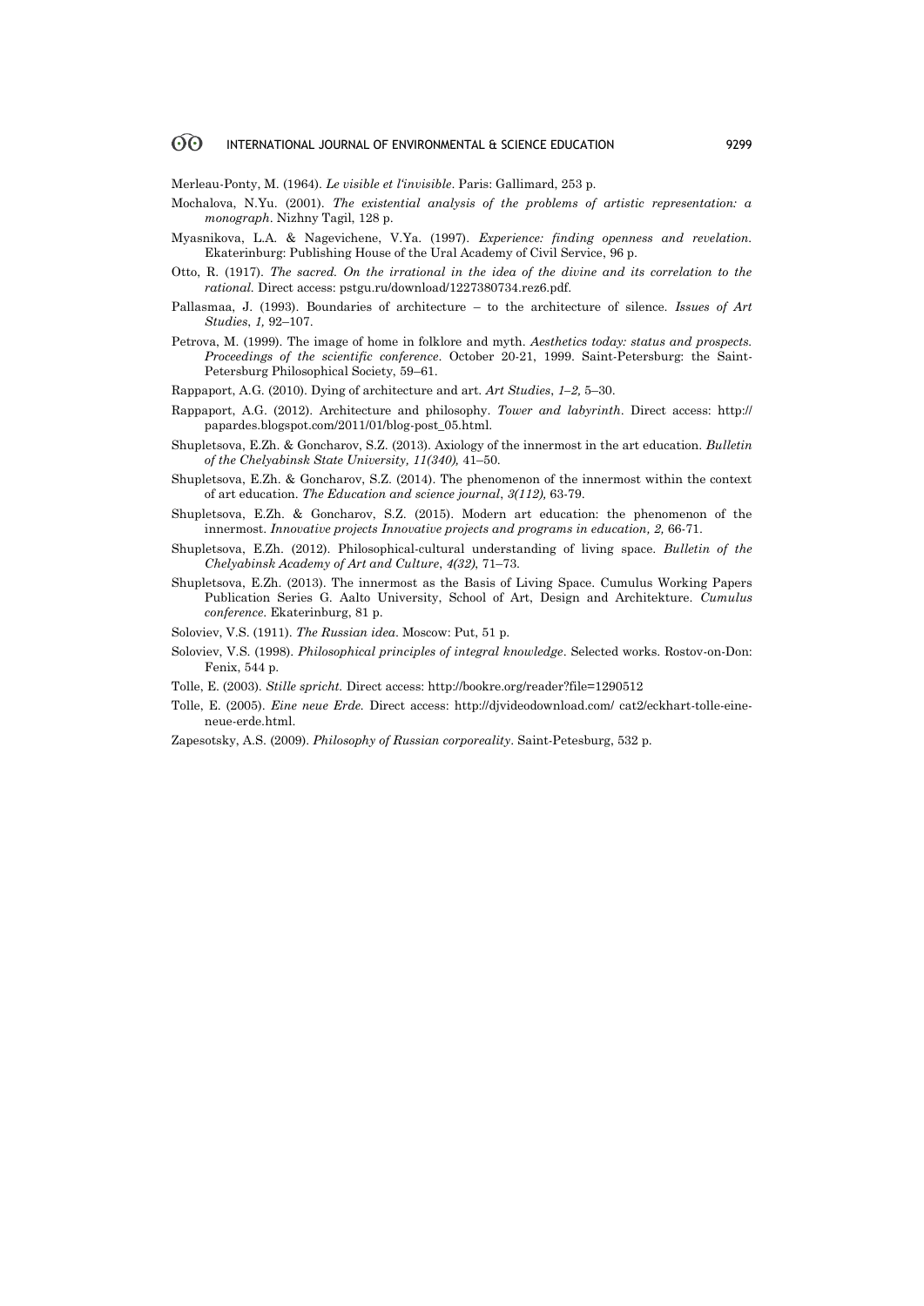Merleau-Ponty, M. (1964). *Le visible et l'invisible*. Paris: Gallimard, 253 p.

Mochalova, N.Yu. (2001). *The existential analysis of the problems of artistic representation: a monograph*. Nizhny Tagil, 128 p.

Myasnikova, L.A. & Nagevichene, V.Ya. (1997). *Experience: finding openness and revelation*. Ekaterinburg: Publishing House of the Ural Academy of Civil Service, 96 p.

Otto, R. (1917). *The sacred. On the irrational in the idea of the divine and its correlation to the rational*. Direct access: pstgu.ru/download/1227380734.rez6.pdf.

Pallasmaa, J. (1993). Boundaries of architecture – to the architecture of silence. *Issues of Art Studies*, *1,* 92–107.

Petrova, M. (1999). The image of home in folklore and myth. *Aesthetics today: status and prospects. Proceedings of the scientific conference*. October 20-21, 1999. Saint-Petersburg: the Saint-Petersburg Philosophical Society, 59–61.

Rappaport, A.G. (2010). Dying of architecture and art. *Art Studies*, *1–2,* 5–30.

Rappaport, A.G. (2012). Architecture and philosophy. *Tower and labyrinth*. Direct access: http://papardes.blogspot.com/2011/01/blog-post_05.html.

Shupletsova, E.Zh. & Goncharov, S.Z. (2013). Axiology of the innermost in the art education. *Bulletin of the Chelyabinsk State University, 11(340),* 41–50.

Shupletsova, E.Zh. & Goncharov, S.Z. (2014). The phenomenon of the innermost within the context of art education. *The Education and science journal*, *3(112),* 63-79.

Shupletsova, E.Zh. & Goncharov, S.Z. (2015). Modern art education: the phenomenon of the innermost. *Innovative projects Innovative projects and programs in education, 2,* 66-71.

Shupletsova, E.Zh. (2012). Philosophical-cultural understanding of living space. *Bulletin of the Chelyabinsk Academy of Art and Culture*, *4(32),* 71–73.

Shupletsova, E.Zh. (2013). The innermost as the Basis of Living Space. Cumulus Working Papers Publication Series G. Aalto University, School of Art, Design and Architekture. *Cumulus conference*. Ekaterinburg, 81 p.

Soloviev, V.S. (1911). *The Russian idea*. Moscow: Put, 51 p.

Soloviev, V.S. (1998). *Philosophical principles of integral knowledge*. Selected works. Rostov-on-Don: Fenix, 544 p.

Tolle, E. (2003). *Stille spricht.* Direct access: http://bookre.org/reader?file=1290512

Tolle, E. (2005). *Eine neue Erde.* Direct access: http://djvideodownload.com/ cat2/eckhart-tolle-eine-neue-erde.html.

Zapesotsky, A.S. (2009). *Philosophy of Russian corporeality*. Saint-Petesburg, 532 p.